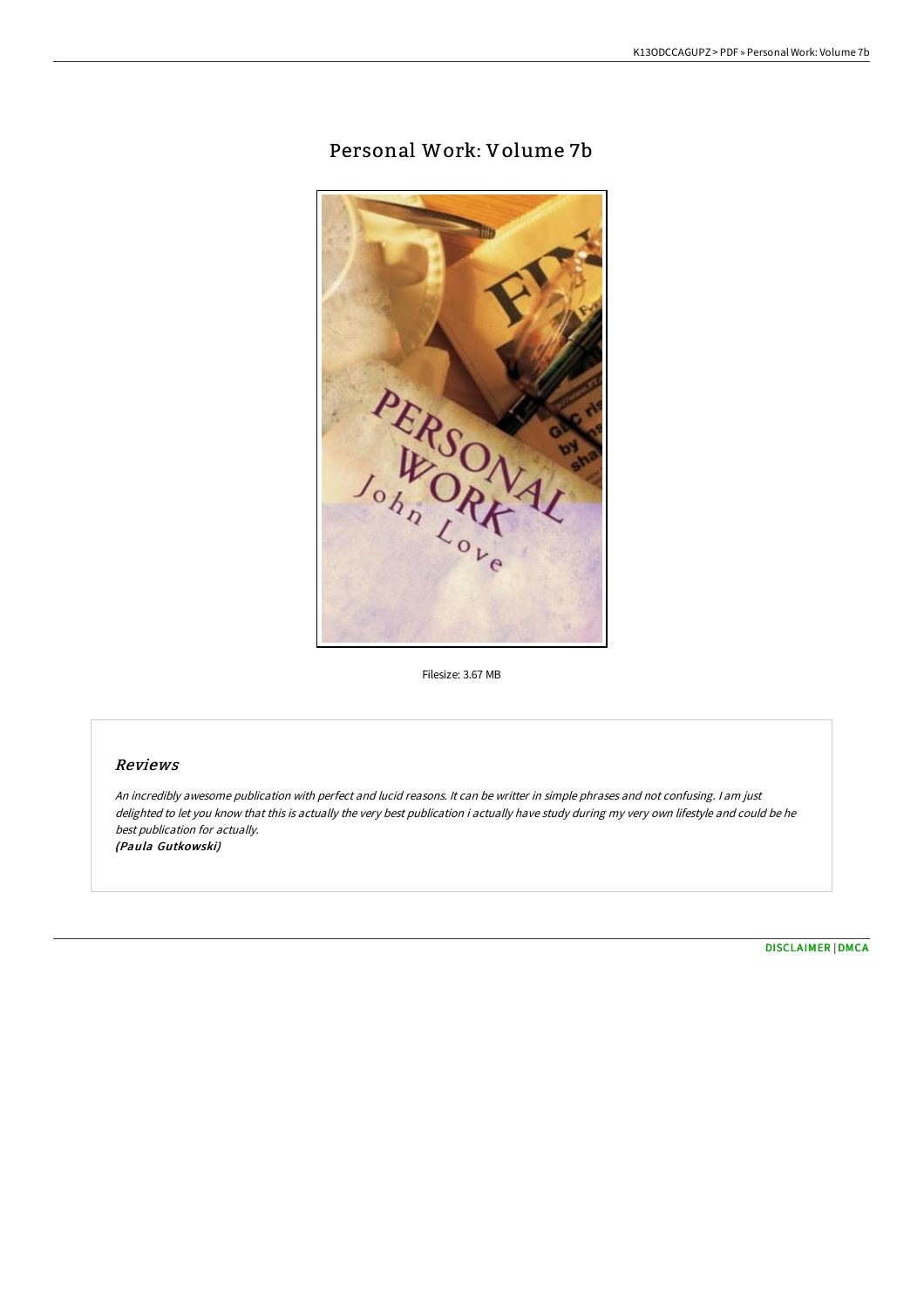# Personal Work: Volume 7b

Filesize: 3.67 MB

## *Reviews*

*An incredibly awesome publication with perfect and lucid reasons. It can be writter in simple phrases and not confusing. I am just delighted to let you know that this is actually the very best publication i actually have study during my very own lifestyle and could be he best publication for actually.*
***(Paula Gutkowski)***

DISCLAIMER | DMCA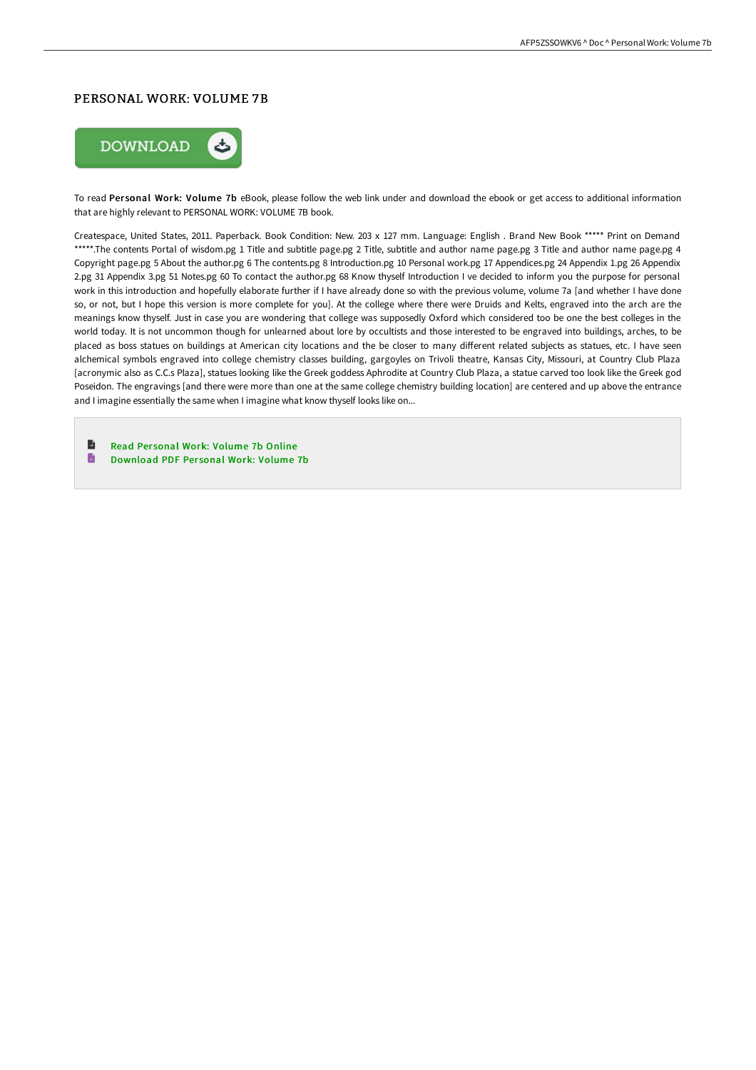# PERSONAL WORK: VOLUME 7B

DOWNLOAD

To read **Personal Work: Volume 7b** eBook, please follow the web link under and download the ebook or get access to additional information that are highly relevant to PERSONAL WORK: VOLUME 7B book.

Createspace, United States, 2011. Paperback. Book Condition: New. 203 x 127 mm. Language: English . Brand New Book ***** Print on Demand *****.The contents Portal of wisdom.pg 1 Title and subtitle page.pg 2 Title, subtitle and author name page.pg 3 Title and author name page.pg 4 Copyright page.pg 5 About the author.pg 6 The contents.pg 8 Introduction.pg 10 Personal work.pg 17 Appendices.pg 24 Appendix 1.pg 26 Appendix 2.pg 31 Appendix 3.pg 51 Notes.pg 60 To contact the author.pg 68 Know thyself Introduction I ve decided to inform you the purpose for personal work in this introduction and hopefully elaborate further if I have already done so with the previous volume, volume 7a [and whether I have done so, or not, but I hope this version is more complete for you]. At the college where there were Druids and Kelts, engraved into the arch are the meanings know thyself. Just in case you are wondering that college was supposedly Oxford which considered too be one the best colleges in the world today. It is not uncommon though for unlearned about lore by occultists and those interested to be engraved into buildings, arches, to be placed as boss statues on buildings at American city locations and the be closer to many different related subjects as statues, etc. I have seen alchemical symbols engraved into college chemistry classes building, gargoyles on Trivoli theatre, Kansas City, Missouri, at Country Club Plaza [acronymic also as C.C.s Plaza], statues looking like the Greek goddess Aphrodite at Country Club Plaza, a statue carved too look like the Greek god Poseidon. The engravings [and there were more than one at the same college chemistry building location] are centered and up above the entrance and I imagine essentially the same when I imagine what know thyself looks like on...

- Read Personal Work: Volume 7b Online
- Download PDF Personal Work: Volume 7b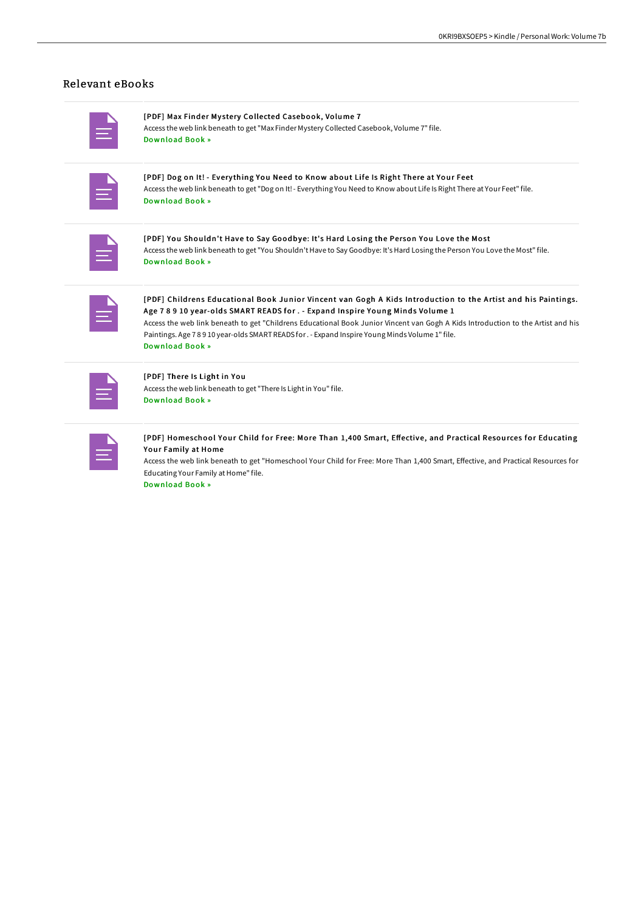## Relevant eBooks

[PDF] Max Finder Mystery Collected Casebook, Volume 7

Access the web link beneath to get "Max Finder Mystery Collected Casebook, Volume 7" file.

Download Book »

[PDF] Dog on It! - Everything You Need to Know about Life Is Right There at Your Feet

Access the web link beneath to get "Dog on It! - Everything You Need to Know about Life Is Right There at Your Feet" file.

Download Book »

[PDF] You Shouldn't Have to Say Goodbye: It's Hard Losing the Person You Love the Most

Access the web link beneath to get "You Shouldn't Have to Say Goodbye: It's Hard Losing the Person You Love the Most" file.

Download Book »

[PDF] Childrens Educational Book Junior Vincent van Gogh A Kids Introduction to the Artist and his Paintings. Age 7 8 9 10 year-olds SMART READS for . - Expand Inspire Young Minds Volume 1

Access the web link beneath to get "Childrens Educational Book Junior Vincent van Gogh A Kids Introduction to the Artist and his Paintings. Age 7 8 9 10 year-olds SMART READS for . - Expand Inspire Young Minds Volume 1" file.

Download Book »

[PDF] There Is Light in You

Access the web link beneath to get "There Is Light in You" file.

Download Book »

[PDF] Homeschool Your Child for Free: More Than 1,400 Smart, Effective, and Practical Resources for Educating Your Family at Home

Access the web link beneath to get "Homeschool Your Child for Free: More Than 1,400 Smart, Effective, and Practical Resources for Educating Your Family at Home" file.

Download Book »